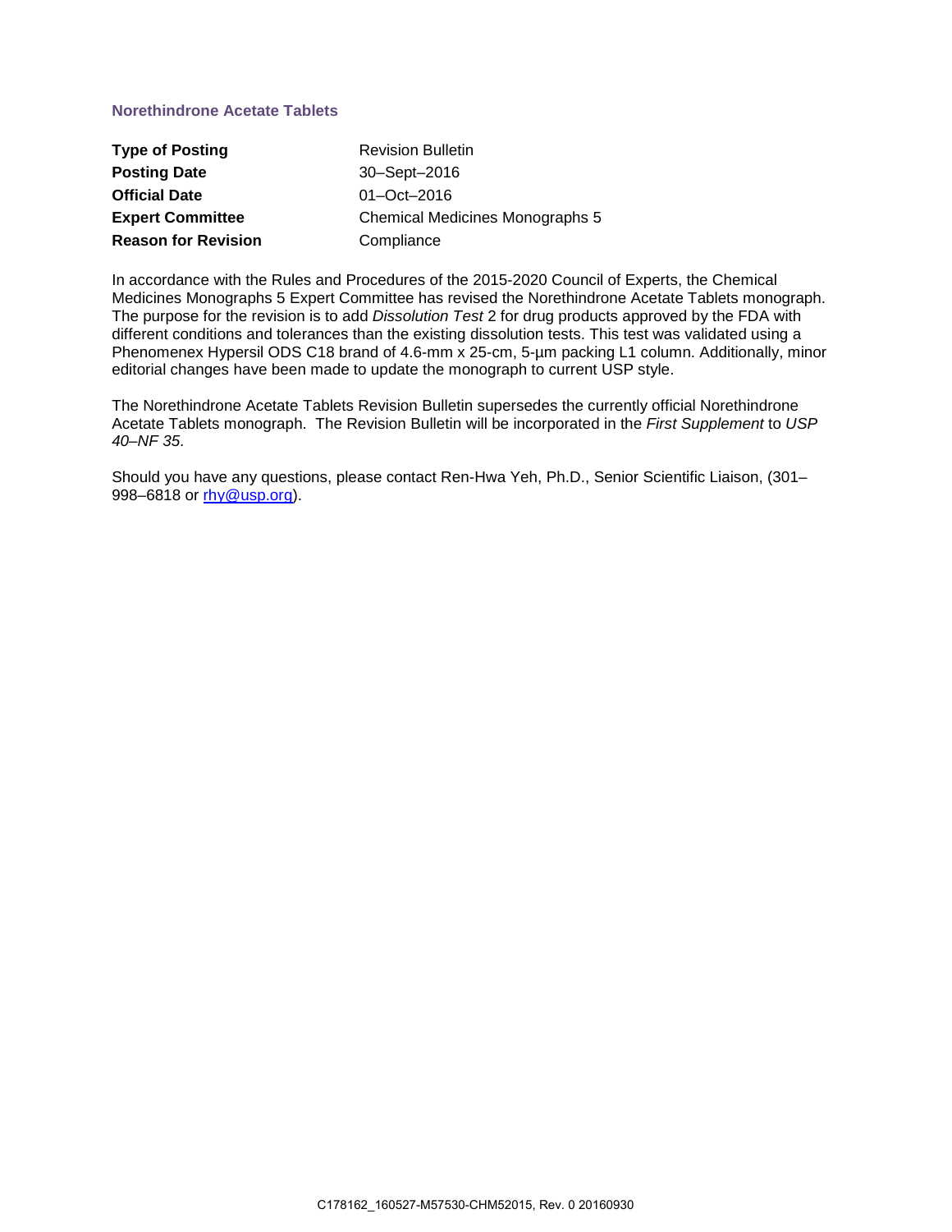## Norethindrone Acetate Tablets

| | |
|---|---|
| **Type of Posting** | Revision Bulletin |
| **Posting Date** | 30–Sept–2016 |
| **Official Date** | 01–Oct–2016 |
| **Expert Committee** | Chemical Medicines Monographs 5 |
| **Reason for Revision** | Compliance |

In accordance with the Rules and Procedures of the 2015-2020 Council of Experts, the Chemical Medicines Monographs 5 Expert Committee has revised the Norethindrone Acetate Tablets monograph. The purpose for the revision is to add *Dissolution Test* 2 for drug products approved by the FDA with different conditions and tolerances than the existing dissolution tests. This test was validated using a Phenomenex Hypersil ODS C18 brand of 4.6-mm x 25-cm, 5-µm packing L1 column. Additionally, minor editorial changes have been made to update the monograph to current USP style.

The Norethindrone Acetate Tablets Revision Bulletin supersedes the currently official Norethindrone Acetate Tablets monograph. The Revision Bulletin will be incorporated in the *First Supplement* to *USP 40–NF 35*.

Should you have any questions, please contact Ren-Hwa Yeh, Ph.D., Senior Scientific Liaison, (301–998–6818 or rhy@usp.org).

C178162_160527-M57530-CHM52015, Rev. 0 20160930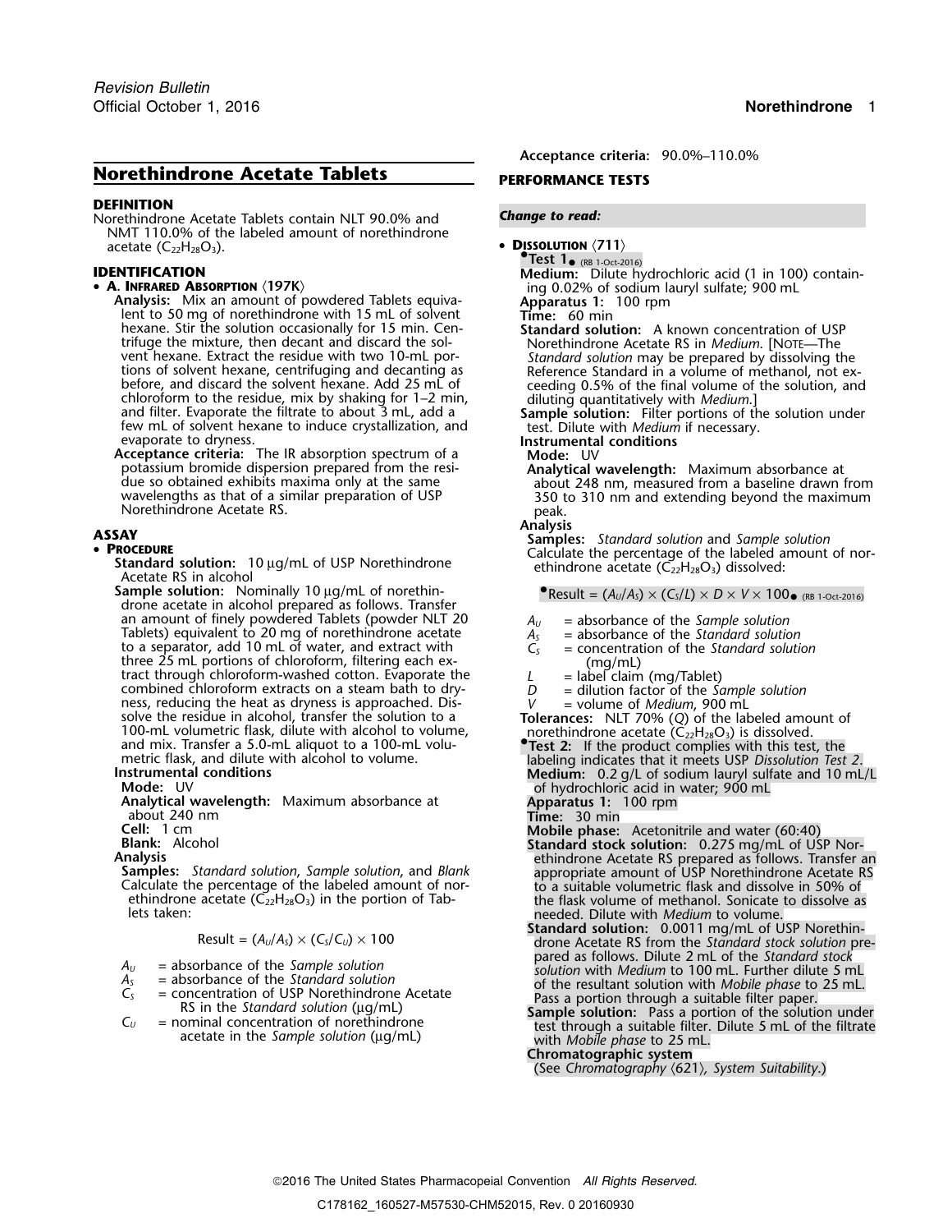# Norethindrone Acetate Tablets

## DEFINITION

Norethindrone Acetate Tablets contain NLT 90.0% and NMT 110.0% of the labeled amount of norethindrone acetate ($C_{22}H_{28}O_3$).

## IDENTIFICATION

- **A. Infrared Absorption ⟨197K⟩**

  **Analysis:** Mix an amount of powdered Tablets equivalent to 50 mg of norethindrone with 15 mL of solvent hexane. Stir the solution occasionally for 15 min. Centrifuge the mixture, then decant and discard the solvent hexane. Extract the residue with two 10-mL portions of solvent hexane, centrifuging and decanting as before, and discard the solvent hexane. Add 25 mL of chloroform to the residue, mix by shaking for 1–2 min, and filter. Evaporate the filtrate to about 3 mL, add a few mL of solvent hexane to induce crystallization, and evaporate to dryness.

  **Acceptance criteria:** The IR absorption spectrum of a potassium bromide dispersion prepared from the residue so obtained exhibits maxima only at the same wavelengths as that of a similar preparation of USP Norethindrone Acetate RS.

## ASSAY

- **Procedure**

  **Standard solution:** 10 µg/mL of USP Norethindrone Acetate RS in alcohol

  **Sample solution:** Nominally 10 µg/mL of norethindrone acetate in alcohol prepared as follows. Transfer an amount of finely powdered Tablets (powder NLT 20 Tablets) equivalent to 20 mg of norethindrone acetate to a separator, add 10 mL of water, and extract with three 25 mL portions of chloroform, filtering each extract through chloroform-washed cotton. Evaporate the combined chloroform extracts on a steam bath to dryness, reducing the heat as dryness is approached. Dissolve the residue in alcohol, transfer the solution to a 100-mL volumetric flask, dilute with alcohol to volume, and mix. Transfer a 5.0-mL aliquot to a 100-mL volumetric flask, and dilute with alcohol to volume.

  **Instrumental conditions**

  **Mode:** UV

  **Analytical wavelength:** Maximum absorbance at about 240 nm

  **Cell:** 1 cm

  **Blank:** Alcohol

  **Analysis**

  **Samples:** *Standard solution*, *Sample solution*, and *Blank*

  Calculate the percentage of the labeled amount of norethindrone acetate ($C_{22}H_{28}O_3$) in the portion of Tablets taken:

$$\text{Result} = (A_U/A_S) \times (C_S/C_U) \times 100$$

  - $A_U$ = absorbance of the *Sample solution*
  - $A_S$ = absorbance of the *Standard solution*
  - $C_S$ = concentration of USP Norethindrone Acetate RS in the *Standard solution* (µg/mL)
  - $C_U$ = nominal concentration of norethindrone acetate in the *Sample solution* (µg/mL)

  **Acceptance criteria:** 90.0%–110.0%

## PERFORMANCE TESTS

*Change to read:*

- **Dissolution ⟨711⟩**

  •**Test 1**• (RB 1-Oct-2016)

  **Medium:** Dilute hydrochloric acid (1 in 100) containing 0.02% of sodium lauryl sulfate; 900 mL

  **Apparatus 1:** 100 rpm

  **Time:** 60 min

  **Standard solution:** A known concentration of USP Norethindrone Acetate RS in *Medium*. [Note—The *Standard solution* may be prepared by dissolving the Reference Standard in a volume of methanol, not exceeding 0.5% of the final volume of the solution, and diluting quantitatively with *Medium*.]

  **Sample solution:** Filter portions of the solution under test. Dilute with *Medium* if necessary.

  **Instrumental conditions**

  **Mode:** UV

  **Analytical wavelength:** Maximum absorbance at about 248 nm, measured from a baseline drawn from 350 to 310 nm and extending beyond the maximum peak.

  **Analysis**

  **Samples:** *Standard solution* and *Sample solution*

  Calculate the percentage of the labeled amount of norethindrone acetate ($C_{22}H_{28}O_3$) dissolved:

  •
$$\text{Result} = (A_U/A_S) \times (C_S/L) \times D \times V \times 100$$
  • (RB 1-Oct-2016)

  - $A_U$ = absorbance of the *Sample solution*
  - $A_S$ = absorbance of the *Standard solution*
  - $C_S$ = concentration of the *Standard solution* (mg/mL)
  - $L$ = label claim (mg/Tablet)
  - $D$ = dilution factor of the *Sample solution*
  - $V$ = volume of *Medium*, 900 mL

  **Tolerances:** NLT 70% (*Q*) of the labeled amount of norethindrone acetate ($C_{22}H_{28}O_3$) is dissolved.

  •**Test 2:** If the product complies with this test, the labeling indicates that it meets USP *Dissolution Test 2*.

  **Medium:** 0.2 g/L of sodium lauryl sulfate and 10 mL/L of hydrochloric acid in water; 900 mL

  **Apparatus 1:** 100 rpm

  **Time:** 30 min

  **Mobile phase:** Acetonitrile and water (60:40)

  **Standard stock solution:** 0.275 mg/mL of USP Norethindrone Acetate RS prepared as follows. Transfer an appropriate amount of USP Norethindrone Acetate RS to a suitable volumetric flask and dissolve in 50% of the flask volume of methanol. Sonicate to dissolve as needed. Dilute with *Medium* to volume.

  **Standard solution:** 0.0011 mg/mL of USP Norethindrone Acetate RS from the *Standard stock solution* prepared as follows. Dilute 2 mL of the *Standard stock solution* with *Medium* to 100 mL. Further dilute 5 mL of the resultant solution with *Mobile phase* to 25 mL. Pass a portion through a suitable filter paper.

  **Sample solution:** Pass a portion of the solution under test through a suitable filter. Dilute 5 mL of the filtrate with *Mobile phase* to 25 mL.

  **Chromatographic system**

  (See *Chromatography ⟨621⟩, System Suitability*.)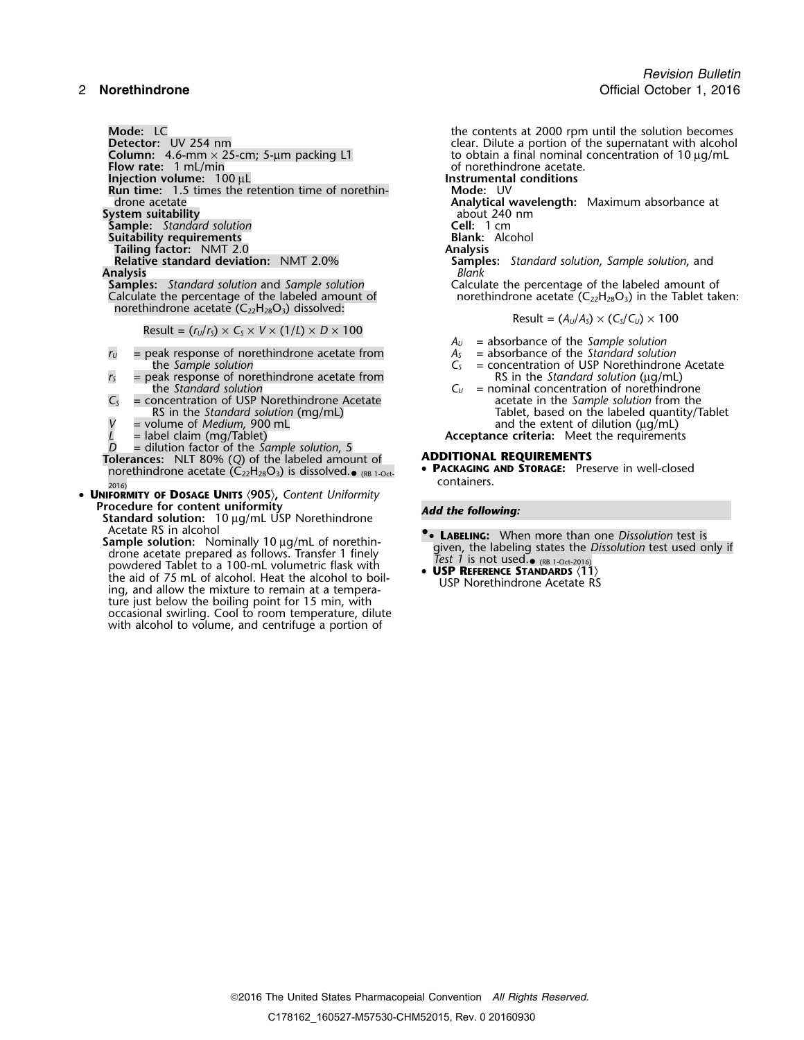**Mode:** LC
**Detector:** UV 254 nm
**Column:** 4.6-mm × 25-cm; 5-µm packing L1
**Flow rate:** 1 mL/min
**Injection volume:** 100 µL
**Run time:** 1.5 times the retention time of norethindrone acetate

**System suitability**

**Sample:** *Standard solution*

**Suitability requirements**

**Tailing factor:** NMT 2.0
**Relative standard deviation:** NMT 2.0%

**Analysis**

**Samples:** *Standard solution* and *Sample solution*

Calculate the percentage of the labeled amount of norethindrone acetate ($C_{22}H_{28}O_3$) dissolved:

$$\text{Result} = (r_U/r_S) \times C_S \times V \times (1/L) \times D \times 100$$

$r_U$ = peak response of norethindrone acetate from the *Sample solution*
$r_S$ = peak response of norethindrone acetate from the *Standard solution*
$C_S$ = concentration of USP Norethindrone Acetate RS in the *Standard solution* (mg/mL)
$V$ = volume of *Medium*, 900 mL
$L$ = label claim (mg/Tablet)
$D$ = dilution factor of the *Sample solution*, 5

**Tolerances:** NLT 80% ($Q$) of the labeled amount of norethindrone acetate ($C_{22}H_{28}O_3$) is dissolved.● (RB 1-Oct-2016)

- **Uniformity of Dosage Units** ⟨905⟩, *Content Uniformity*

**Procedure for content uniformity**

**Standard solution:** 10 µg/mL USP Norethindrone Acetate RS in alcohol

**Sample solution:** Nominally 10 µg/mL of norethindrone acetate prepared as follows. Transfer 1 finely powdered Tablet to a 100-mL volumetric flask with the aid of 75 mL of alcohol. Heat the alcohol to boiling, and allow the mixture to remain at a temperature just below the boiling point for 15 min, with occasional swirling. Cool to room temperature, dilute with alcohol to volume, and centrifuge a portion of the contents at 2000 rpm until the solution becomes clear. Dilute a portion of the supernatant with alcohol to obtain a final nominal concentration of 10 µg/mL of norethindrone acetate.

**Instrumental conditions**

**Mode:** UV
**Analytical wavelength:** Maximum absorbance at about 240 nm
**Cell:** 1 cm
**Blank:** Alcohol

**Analysis**

**Samples:** *Standard solution*, *Sample solution*, and *Blank*

Calculate the percentage of the labeled amount of norethindrone acetate ($C_{22}H_{28}O_3$) in the Tablet taken:

$$\text{Result} = (A_U/A_S) \times (C_S/C_U) \times 100$$

$A_U$ = absorbance of the *Sample solution*
$A_S$ = absorbance of the *Standard solution*
$C_S$ = concentration of USP Norethindrone Acetate RS in the *Standard solution* (µg/mL)
$C_U$ = nominal concentration of norethindrone acetate in the *Sample solution* from the Tablet, based on the labeled quantity/Tablet and the extent of dilution (µg/mL)

**Acceptance criteria:** Meet the requirements

## ADDITIONAL REQUIREMENTS

- **Packaging and Storage:** Preserve in well-closed containers.

***Add the following:***

- ●**Labeling:** When more than one *Dissolution* test is given, the labeling states the *Dissolution* test used only if *Test 1* is not used.● (RB 1-Oct-2016)
- **USP Reference Standards** ⟨11⟩
  USP Norethindrone Acetate RS